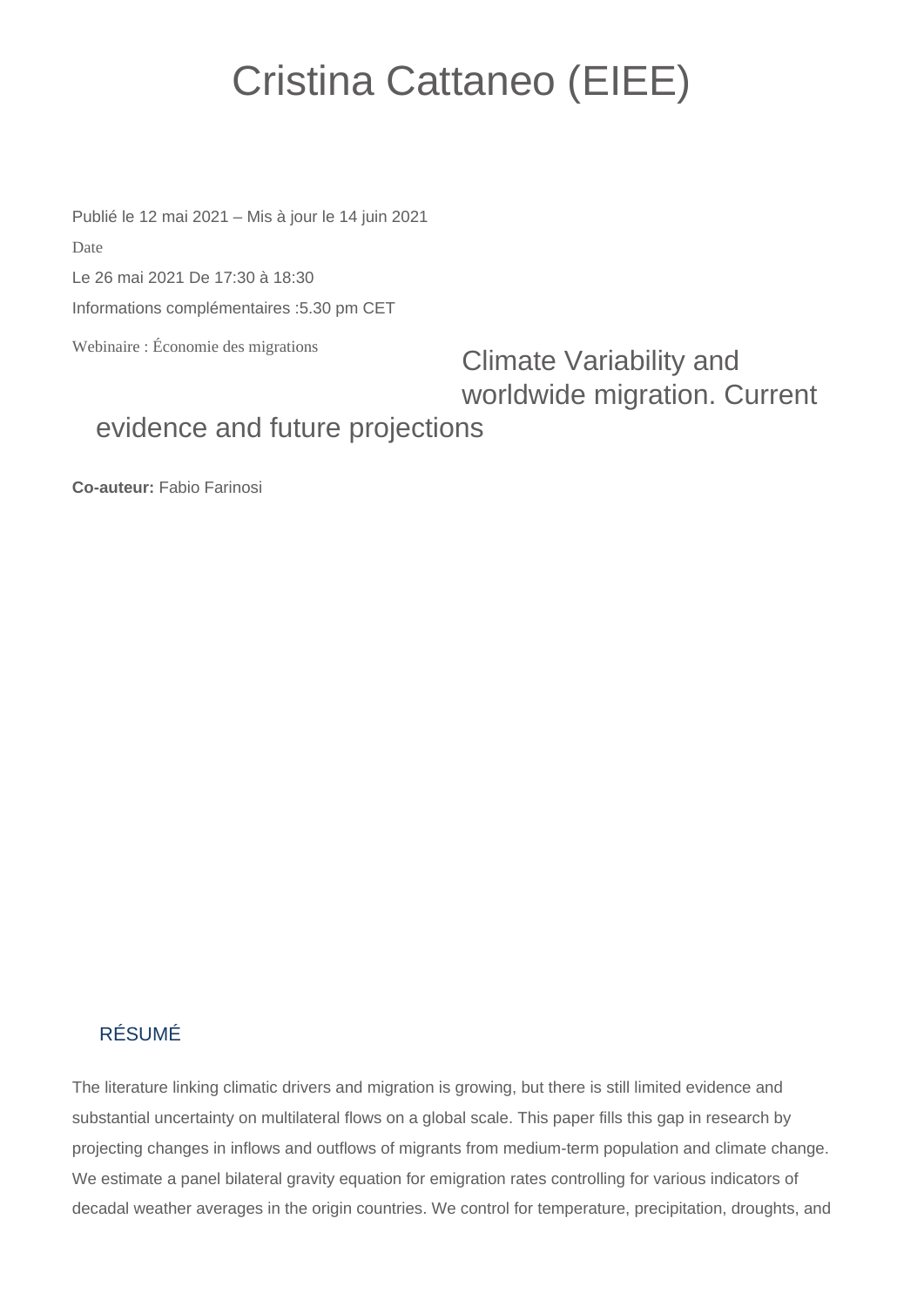# Cristina Cattaneo (EIEE)

Publié le 12 mai 2021 – Mis à jour le 14 juin 2021

Date

Le 26 mai 2021 De 17:30 à 18:30

Informations complémentaires :5.30 pm CET

Webinaire : Économie des migrations

## Climate Variability and worldwide migration. Current evidence and future projections

**Co-auteur:** Fabio Farinosi

### RÉSUMÉ

The literature linking climatic drivers and migration is growing, but there is still limited evidence and substantial uncertainty on multilateral flows on a global scale. This paper fills this gap in research by projecting changes in inflows and outflows of migrants from medium-term population and climate change. We estimate a panel bilateral gravity equation for emigration rates controlling for various indicators of decadal weather averages in the origin countries. We control for temperature, precipitation, droughts, and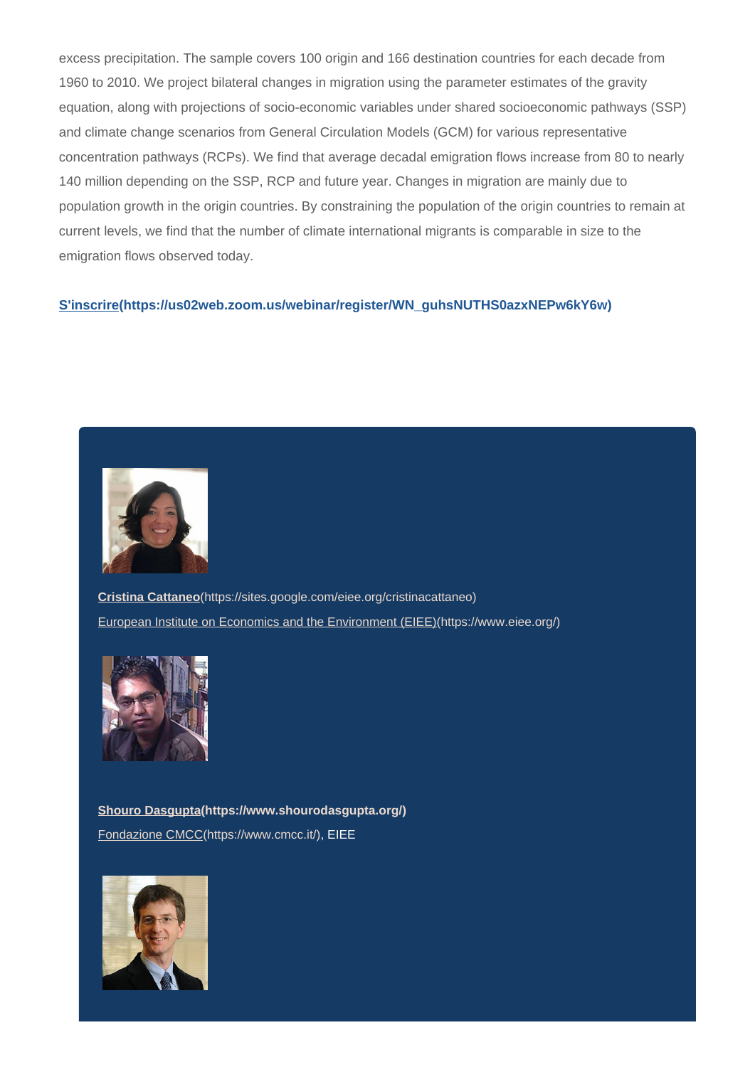excess precipitation. The sample covers 100 origin and 166 destination countries for each decade from 1960 to 2010. We project bilateral changes in migration using the parameter estimates of the gravity equation, along with projections of socio-economic variables under shared socioeconomic pathways (SSP) and climate change scenarios from General Circulation Models (GCM) for various representative concentration pathways (RCPs). We find that average decadal emigration flows increase from 80 to nearly 140 million depending on the SSP, RCP and future year. Changes in migration are mainly due to population growth in the origin countries. By constraining the population of the origin countries to remain at current levels, we find that the number of climate international migrants is comparable in size to the emigration flows observed today.

**S'inscrire(https://us02web.zoom.us/webinar/register/WN_guhsNUTHS0azxNEPw6kY6w)**

**Cristina Cattaneo**(https://sites.google.com/eiee.org/cristinacattaneo)
European Institute on Economics and the Environment (EIEE)(https://www.eiee.org/)

**Shouro Dasgupta(https://www.shourodasgupta.org/)**
Fondazione CMCC(https://www.cmcc.it/), EIEE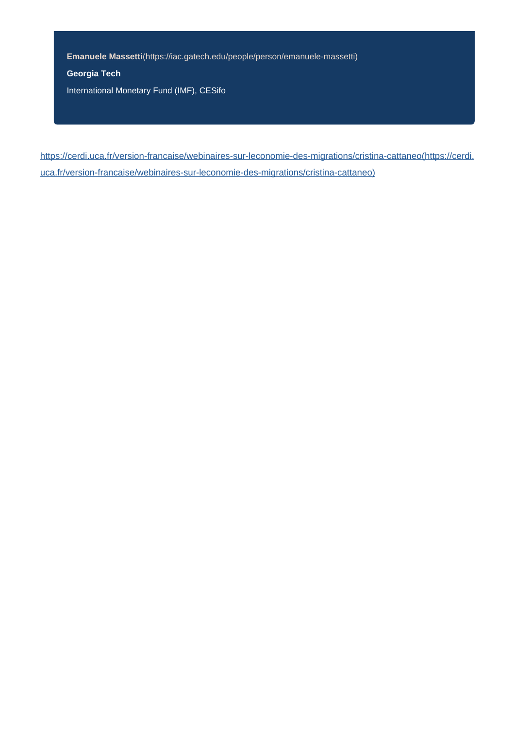**Emanuele Massetti**(https://iac.gatech.edu/people/person/emanuele-massetti)

**Georgia Tech**

International Monetary Fund (IMF), CESifo

https://cerdi.uca.fr/version-francaise/webinaires-sur-leconomie-des-migrations/cristina-cattaneo(https://cerdi.uca.fr/version-francaise/webinaires-sur-leconomie-des-migrations/cristina-cattaneo)